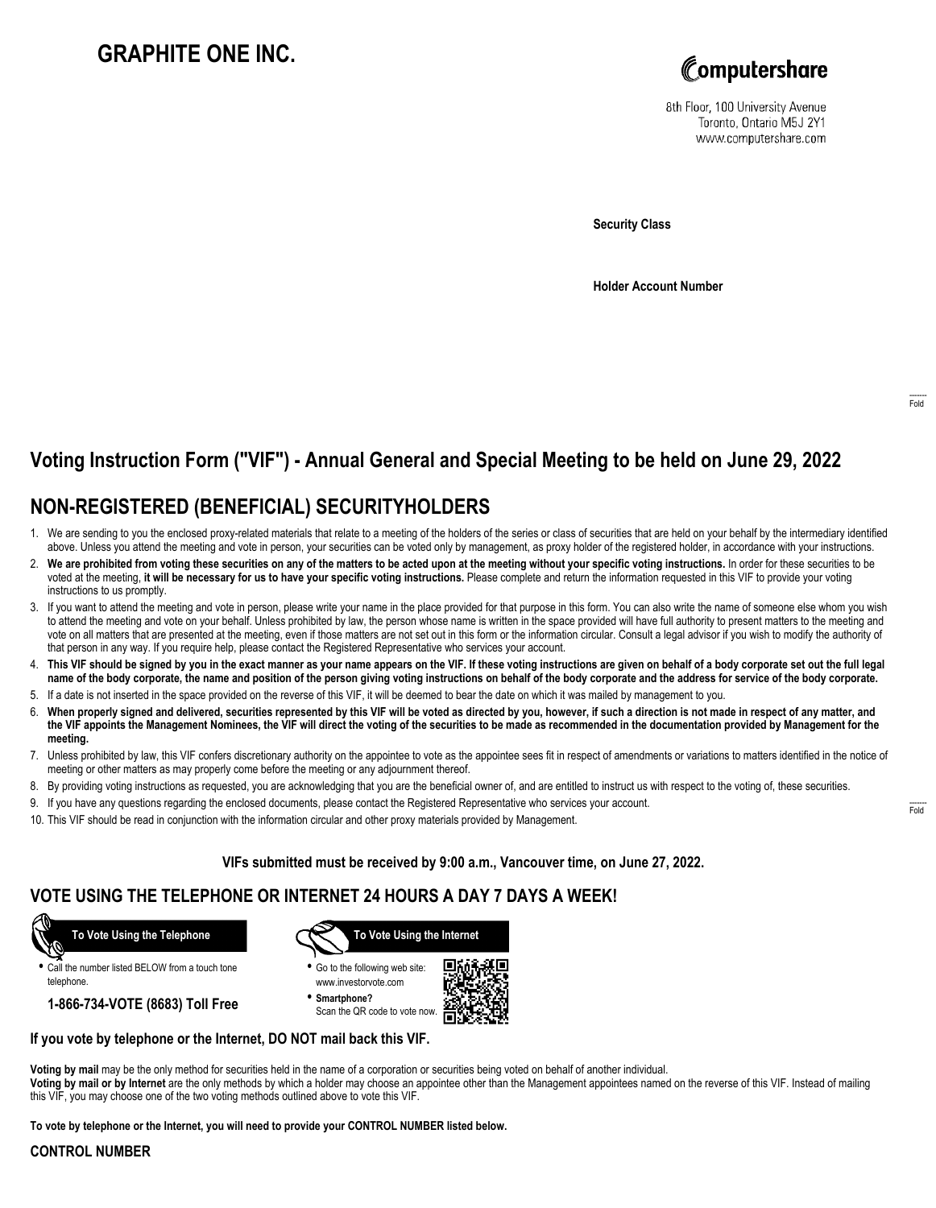# GRAPHITE ONE INC.

Computershare

8th Floor, 100 University Avenue
Toronto, Ontario M5J 2Y1
www.computershare.com

**Security Class**

**Holder Account Number**

Fold

## Voting Instruction Form ("VIF") - Annual General and Special Meeting to be held on June 29, 2022

## NON-REGISTERED (BENEFICIAL) SECURITYHOLDERS

1. We are sending to you the enclosed proxy-related materials that relate to a meeting of the holders of the series or class of securities that are held on your behalf by the intermediary identified above. Unless you attend the meeting and vote in person, your securities can be voted only by management, as proxy holder of the registered holder, in accordance with your instructions.
2. **We are prohibited from voting these securities on any of the matters to be acted upon at the meeting without your specific voting instructions.** In order for these securities to be voted at the meeting, **it will be necessary for us to have your specific voting instructions.** Please complete and return the information requested in this VIF to provide your voting instructions to us promptly.
3. If you want to attend the meeting and vote in person, please write your name in the place provided for that purpose in this form. You can also write the name of someone else whom you wish to attend the meeting and vote on your behalf. Unless prohibited by law, the person whose name is written in the space provided will have full authority to present matters to the meeting and vote on all matters that are presented at the meeting, even if those matters are not set out in this form or the information circular. Consult a legal advisor if you wish to modify the authority of that person in any way. If you require help, please contact the Registered Representative who services your account.
4. **This VIF should be signed by you in the exact manner as your name appears on the VIF. If these voting instructions are given on behalf of a body corporate set out the full legal name of the body corporate, the name and position of the person giving voting instructions on behalf of the body corporate and the address for service of the body corporate.**
5. If a date is not inserted in the space provided on the reverse of this VIF, it will be deemed to bear the date on which it was mailed by management to you.
6. **When properly signed and delivered, securities represented by this VIF will be voted as directed by you, however, if such a direction is not made in respect of any matter, and the VIF appoints the Management Nominees, the VIF will direct the voting of the securities to be made as recommended in the documentation provided by Management for the meeting.**
7. Unless prohibited by law, this VIF confers discretionary authority on the appointee to vote as the appointee sees fit in respect of amendments or variations to matters identified in the notice of meeting or other matters as may properly come before the meeting or any adjournment thereof.
8. By providing voting instructions as requested, you are acknowledging that you are the beneficial owner of, and are entitled to instruct us with respect to the voting of, these securities.
9. If you have any questions regarding the enclosed documents, please contact the Registered Representative who services your account.
10. This VIF should be read in conjunction with the information circular and other proxy materials provided by Management.

Fold

**VIFs submitted must be received by 9:00 a.m., Vancouver time, on June 27, 2022.**

## VOTE USING THE TELEPHONE OR INTERNET 24 HOURS A DAY 7 DAYS A WEEK!

**To Vote Using the Telephone**

- Call the number listed BELOW from a touch tone telephone.

**1-866-734-VOTE (8683) Toll Free**

**To Vote Using the Internet**

- Go to the following web site: www.investorvote.com
- **Smartphone?** Scan the QR code to vote now.

**If you vote by telephone or the Internet, DO NOT mail back this VIF.**

**Voting by mail** may be the only method for securities held in the name of a corporation or securities being voted on behalf of another individual.
**Voting by mail or by Internet** are the only methods by which a holder may choose an appointee other than the Management appointees named on the reverse of this VIF. Instead of mailing this VIF, you may choose one of the two voting methods outlined above to vote this VIF.

**To vote by telephone or the Internet, you will need to provide your CONTROL NUMBER listed below.**

**CONTROL NUMBER**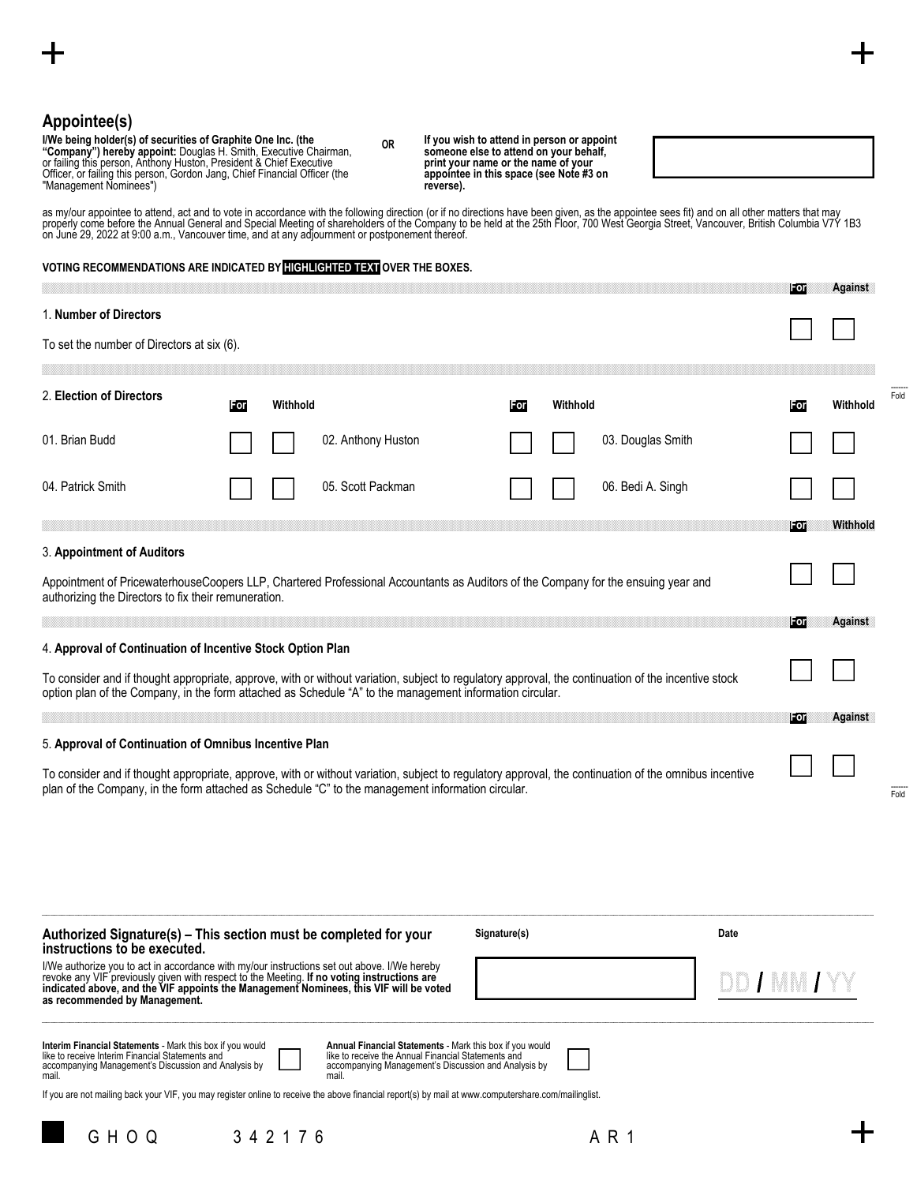## Appointee(s)

**I/We being holder(s) of securities of Graphite One Inc. (the "Company") hereby appoint:** Douglas H. Smith, Executive Chairman, or failing this person, Anthony Huston, President & Chief Executive Officer, or failing this person, Gordon Jang, Chief Financial Officer (the "Management Nominees")

**OR**

**If you wish to attend in person or appoint someone else to attend on your behalf, print your name or the name of your appointee in this space (see Note #3 on reverse).**

as my/our appointee to attend, act and to vote in accordance with the following direction (or if no directions have been given, as the appointee sees fit) and on all other matters that may properly come before the Annual General and Special Meeting of shareholders of the Company to be held at the 25th Floor, 700 West Georgia Street, Vancouver, British Columbia V7Y 1B3 on June 29, 2022 at 9:00 a.m., Vancouver time, and at any adjournment or postponement thereof.

**VOTING RECOMMENDATIONS ARE INDICATED BY HIGHLIGHTED TEXT OVER THE BOXES.**

| | For | Against |
|---|---|---|
| 1. **Number of Directors**<br>To set the number of Directors at six (6). | ☐ | ☐ |

2. **Election of Directors**

| | For | Withhold | | For | Withhold | | For | Withhold |
|---|---|---|---|---|---|---|---|---|
| 01. Brian Budd | ☐ | ☐ | 02. Anthony Huston | ☐ | ☐ | 03. Douglas Smith | ☐ | ☐ |
| 04. Patrick Smith | ☐ | ☐ | 05. Scott Packman | ☐ | ☐ | 06. Bedi A. Singh | ☐ | ☐ |

| | For | Withhold |
|---|---|---|
| 3. **Appointment of Auditors**<br>Appointment of PricewaterhouseCoopers LLP, Chartered Professional Accountants as Auditors of the Company for the ensuing year and authorizing the Directors to fix their remuneration. | ☐ | ☐ |

| | For | Against |
|---|---|---|
| 4. **Approval of Continuation of Incentive Stock Option Plan**<br>To consider and if thought appropriate, approve, with or without variation, subject to regulatory approval, the continuation of the incentive stock option plan of the Company, in the form attached as Schedule "A" to the management information circular. | ☐ | ☐ |

| | For | Against |
|---|---|---|
| 5. **Approval of Continuation of Omnibus Incentive Plan**<br>To consider and if thought appropriate, approve, with or without variation, subject to regulatory approval, the continuation of the omnibus incentive plan of the Company, in the form attached as Schedule "C" to the management information circular. | ☐ | ☐ |

**Authorized Signature(s) – This section must be completed for your instructions to be executed.**

I/We authorize you to act in accordance with my/our instructions set out above. I/We hereby revoke any VIF previously given with respect to the Meeting. **If no voting instructions are indicated above, and the VIF appoints the Management Nominees, this VIF will be voted as recommended by Management.**

Signature(s)

Date

DD / MM / YY

**Interim Financial Statements** - Mark this box if you would like to receive Interim Financial Statements and accompanying Management's Discussion and Analysis by mail. ☐

**Annual Financial Statements** - Mark this box if you would like to receive the Annual Financial Statements and accompanying Management's Discussion and Analysis by mail. ☐

If you are not mailing back your VIF, you may register online to receive the above financial report(s) by mail at www.computershare.com/mailinglist.

G H O Q 3 4 2 1 7 6 A R 1